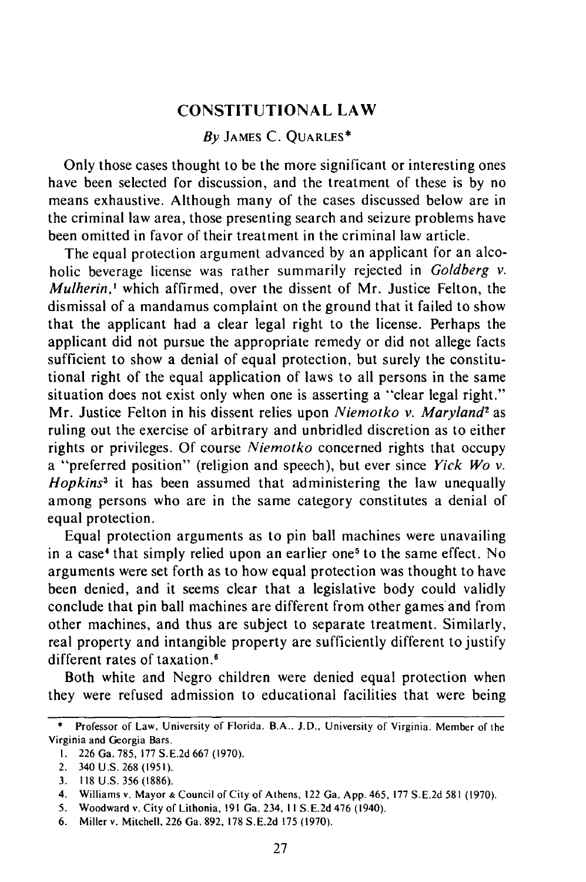# CONSTITUTIONAL LAW

*By* JAMES C. QUARLES*

Only those cases thought to be the more significant or interesting ones have been selected for discussion, and the treatment of these is by no means exhaustive. Although many of the cases discussed below are in the criminal law area, those presenting search and seizure problems have been omitted in favor of their treatment in the criminal law article.

The equal protection argument advanced by an applicant for an alcoholic beverage license was rather summarily rejected in *Goldberg v. Mulherin*,[1] which affirmed, over the dissent of Mr. Justice Felton, the dismissal of a mandamus complaint on the ground that it failed to show that the applicant had a clear legal right to the license. Perhaps the applicant did not pursue the appropriate remedy or did not allege facts sufficient to show a denial of equal protection, but surely the constitutional right of the equal application of laws to all persons in the same situation does not exist only when one is asserting a "clear legal right." Mr. Justice Felton in his dissent relies upon *Niemotko v. Maryland*[2] as ruling out the exercise of arbitrary and unbridled discretion as to either rights or privileges. Of course *Niemotko* concerned rights that occupy a "preferred position" (religion and speech), but ever since *Yick Wo v. Hopkins*[3] it has been assumed that administering the law unequally among persons who are in the same category constitutes a denial of equal protection.

Equal protection arguments as to pin ball machines were unavailing in a case[4] that simply relied upon an earlier one[5] to the same effect. No arguments were set forth as to how equal protection was thought to have been denied, and it seems clear that a legislative body could validly conclude that pin ball machines are different from other games and from other machines, and thus are subject to separate treatment. Similarly, real property and intangible property are sufficiently different to justify different rates of taxation.[6]

Both white and Negro children were denied equal protection when they were refused admission to educational facilities that were being

---

\* Professor of Law, University of Florida. B.A., J.D., University of Virginia. Member of the Virginia and Georgia Bars.

1. 226 Ga. 785, 177 S.E.2d 667 (1970).
2. 340 U.S. 268 (1951).
3. 118 U.S. 356 (1886).
4. Williams v. Mayor & Council of City of Athens, 122 Ga. App. 465, 177 S.E.2d 581 (1970).
5. Woodward v. City of Lithonia, 191 Ga. 234, 11 S.E.2d 476 (1940).
6. Miller v. Mitchell, 226 Ga. 892, 178 S.E.2d 175 (1970).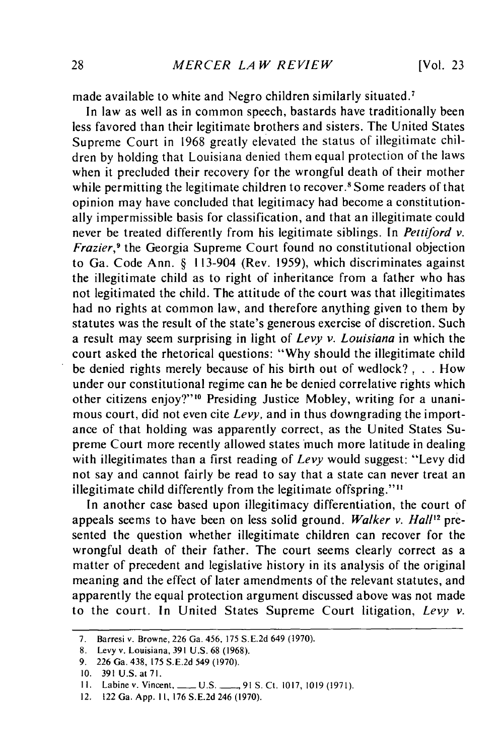made available to white and Negro children similarly situated.[7]

In law as well as in common speech, bastards have traditionally been less favored than their legitimate brothers and sisters. The United States Supreme Court in 1968 greatly elevated the status of illegitimate children by holding that Louisiana denied them equal protection of the laws when it precluded their recovery for the wrongful death of their mother while permitting the legitimate children to recover.[8] Some readers of that opinion may have concluded that legitimacy had become a constitutionally impermissible basis for classification, and that an illegitimate could never be treated differently from his legitimate siblings. In *Pettiford v. Frazier*,[9] the Georgia Supreme Court found no constitutional objection to Ga. Code Ann. § 113-904 (Rev. 1959), which discriminates against the illegitimate child as to right of inheritance from a father who has not legitimated the child. The attitude of the court was that illegitimates had no rights at common law, and therefore anything given to them by statutes was the result of the state's generous exercise of discretion. Such a result may seem surprising in light of *Levy v. Louisiana* in which the court asked the rhetorical questions: "Why should the illegitimate child be denied rights merely because of his birth out of wedlock? , . . How under our constitutional regime can he be denied correlative rights which other citizens enjoy?"[10] Presiding Justice Mobley, writing for a unanimous court, did not even cite *Levy*, and in thus downgrading the importance of that holding was apparently correct, as the United States Supreme Court more recently allowed states much more latitude in dealing with illegitimates than a first reading of *Levy* would suggest: "Levy did not say and cannot fairly be read to say that a state can never treat an illegitimate child differently from the legitimate offspring."[11]

In another case based upon illegitimacy differentiation, the court of appeals seems to have been on less solid ground. *Walker v. Hall*[12] presented the question whether illegitimate children can recover for the wrongful death of their father. The court seems clearly correct as a matter of precedent and legislative history in its analysis of the original meaning and the effect of later amendments of the relevant statutes, and apparently the equal protection argument discussed above was not made to the court. In United States Supreme Court litigation, *Levy v.*

---

7. Barresi v. Browne, 226 Ga. 456, 175 S.E.2d 649 (1970).

8. Levy v. Louisiana, 391 U.S. 68 (1968).

9. 226 Ga. 438, 175 S.E.2d 549 (1970).

10. 391 U.S. at 71.

11. Labine v. Vincent, \_\_\_ U.S. \_\_\_, 91 S. Ct. 1017, 1019 (1971).

12. 122 Ga. App. 11, 176 S.E.2d 246 (1970).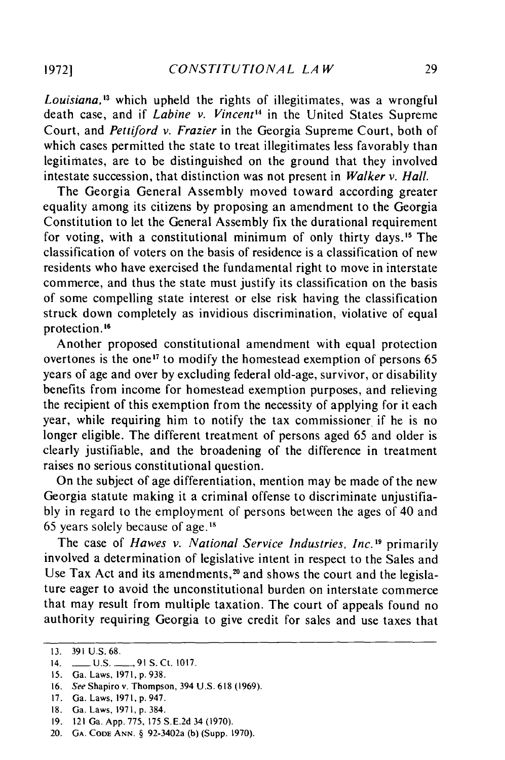*Louisiana*,[13] which upheld the rights of illegitimates, was a wrongful death case, and if *Labine v. Vincent*[14] in the United States Supreme Court, and *Pettiford v. Frazier* in the Georgia Supreme Court, both of which cases permitted the state to treat illegitimates less favorably than legitimates, are to be distinguished on the ground that they involved intestate succession, that distinction was not present in *Walker v. Hall*.

The Georgia General Assembly moved toward according greater equality among its citizens by proposing an amendment to the Georgia Constitution to let the General Assembly fix the durational requirement for voting, with a constitutional minimum of only thirty days.[15] The classification of voters on the basis of residence is a classification of new residents who have exercised the fundamental right to move in interstate commerce, and thus the state must justify its classification on the basis of some compelling state interest or else risk having the classification struck down completely as invidious discrimination, violative of equal protection.[16]

Another proposed constitutional amendment with equal protection overtones is the one[17] to modify the homestead exemption of persons 65 years of age and over by excluding federal old-age, survivor, or disability benefits from income for homestead exemption purposes, and relieving the recipient of this exemption from the necessity of applying for it each year, while requiring him to notify the tax commissioner if he is no longer eligible. The different treatment of persons aged 65 and older is clearly justifiable, and the broadening of the difference in treatment raises no serious constitutional question.

On the subject of age differentiation, mention may be made of the new Georgia statute making it a criminal offense to discriminate unjustifiably in regard to the employment of persons between the ages of 40 and 65 years solely because of age.[18]

The case of *Hawes v. National Service Industries, Inc.*[19] primarily involved a determination of legislative intent in respect to the Sales and Use Tax Act and its amendments,[20] and shows the court and the legislature eager to avoid the unconstitutional burden on interstate commerce that may result from multiple taxation. The court of appeals found no authority requiring Georgia to give credit for sales and use taxes that

---

13. 391 U.S. 68.
14. ___ U.S. ___, 91 S. Ct. 1017.
15. Ga. Laws, 1971, p. 938.
16. *See* Shapiro v. Thompson, 394 U.S. 618 (1969).
17. Ga. Laws, 1971, p. 947.
18. Ga. Laws, 1971, p. 384.
19. 121 Ga. App. 775, 175 S.E.2d 34 (1970).
20. GA. CODE ANN. § 92-3402a (b) (Supp. 1970).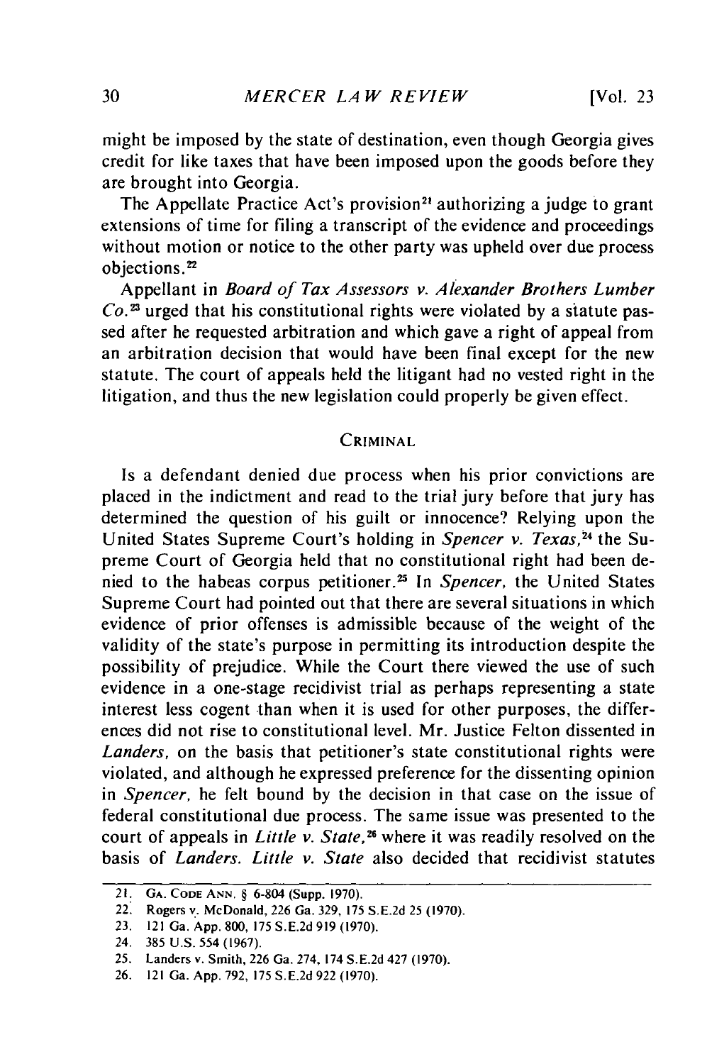might be imposed by the state of destination, even though Georgia gives credit for like taxes that have been imposed upon the goods before they are brought into Georgia.

The Appellate Practice Act's provision[21] authorizing a judge to grant extensions of time for filing a transcript of the evidence and proceedings without motion or notice to the other party was upheld over due process objections.[22]

Appellant in *Board of Tax Assessors v. Alexander Brothers Lumber Co.*[23] urged that his constitutional rights were violated by a statute passed after he requested arbitration and which gave a right of appeal from an arbitration decision that would have been final except for the new statute. The court of appeals held the litigant had no vested right in the litigation, and thus the new legislation could properly be given effect.

## CRIMINAL

Is a defendant denied due process when his prior convictions are placed in the indictment and read to the trial jury before that jury has determined the question of his guilt or innocence? Relying upon the United States Supreme Court's holding in *Spencer v. Texas*,[24] the Supreme Court of Georgia held that no constitutional right had been denied to the habeas corpus petitioner.[25] In *Spencer*, the United States Supreme Court had pointed out that there are several situations in which evidence of prior offenses is admissible because of the weight of the validity of the state's purpose in permitting its introduction despite the possibility of prejudice. While the Court there viewed the use of such evidence in a one-stage recidivist trial as perhaps representing a state interest less cogent than when it is used for other purposes, the differences did not rise to constitutional level. Mr. Justice Felton dissented in *Landers*, on the basis that petitioner's state constitutional rights were violated, and although he expressed preference for the dissenting opinion in *Spencer*, he felt bound by the decision in that case on the issue of federal constitutional due process. The same issue was presented to the court of appeals in *Little v. State*,[26] where it was readily resolved on the basis of *Landers*. *Little v. State* also decided that recidivist statutes

---

21. GA. CODE ANN. § 6-804 (Supp. 1970).
22. Rogers v. McDonald, 226 Ga. 329, 175 S.E.2d 25 (1970).
23. 121 Ga. App. 800, 175 S.E.2d 919 (1970).
24. 385 U.S. 554 (1967).
25. Landers v. Smith, 226 Ga. 274, 174 S.E.2d 427 (1970).
26. 121 Ga. App. 792, 175 S.E.2d 922 (1970).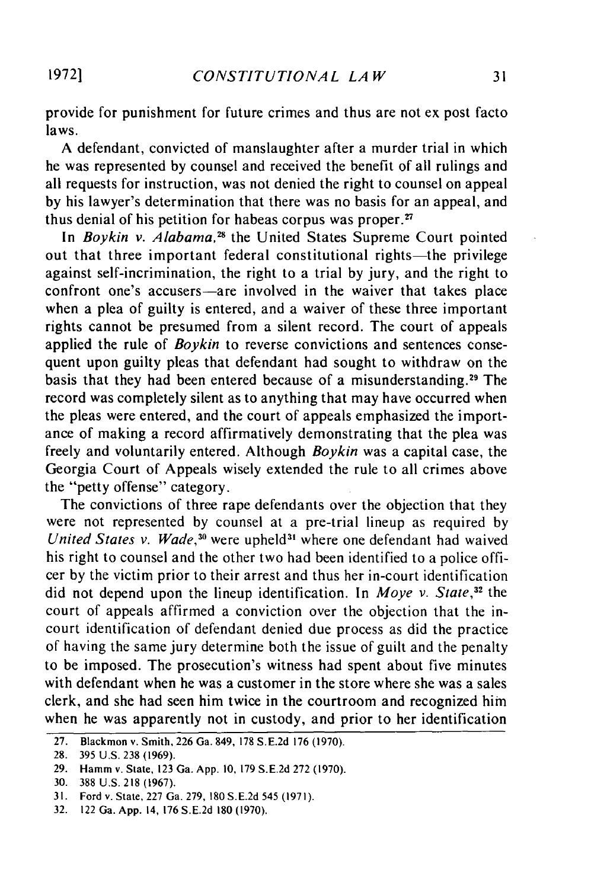provide for punishment for future crimes and thus are not ex post facto laws.

A defendant, convicted of manslaughter after a murder trial in which he was represented by counsel and received the benefit of all rulings and all requests for instruction, was not denied the right to counsel on appeal by his lawyer's determination that there was no basis for an appeal, and thus denial of his petition for habeas corpus was proper.[27]

In *Boykin v. Alabama*,[28] the United States Supreme Court pointed out that three important federal constitutional rights—the privilege against self-incrimination, the right to a trial by jury, and the right to confront one's accusers—are involved in the waiver that takes place when a plea of guilty is entered, and a waiver of these three important rights cannot be presumed from a silent record. The court of appeals applied the rule of *Boykin* to reverse convictions and sentences consequent upon guilty pleas that defendant had sought to withdraw on the basis that they had been entered because of a misunderstanding.[29] The record was completely silent as to anything that may have occurred when the pleas were entered, and the court of appeals emphasized the importance of making a record affirmatively demonstrating that the plea was freely and voluntarily entered. Although *Boykin* was a capital case, the Georgia Court of Appeals wisely extended the rule to all crimes above the "petty offense" category.

The convictions of three rape defendants over the objection that they were not represented by counsel at a pre-trial lineup as required by *United States v. Wade*,[30] were upheld[31] where one defendant had waived his right to counsel and the other two had been identified to a police officer by the victim prior to their arrest and thus her in-court identification did not depend upon the lineup identification. In *Moye v. State*,[32] the court of appeals affirmed a conviction over the objection that the in-court identification of defendant denied due process as did the practice of having the same jury determine both the issue of guilt and the penalty to be imposed. The prosecution's witness had spent about five minutes with defendant when he was a customer in the store where she was a sales clerk, and she had seen him twice in the courtroom and recognized him when he was apparently not in custody, and prior to her identification

---

27. Blackmon v. Smith, 226 Ga. 849, 178 S.E.2d 176 (1970).
28. 395 U.S. 238 (1969).
29. Hamm v. State, 123 Ga. App. 10, 179 S.E.2d 272 (1970).
30. 388 U.S. 218 (1967).
31. Ford v. State, 227 Ga. 279, 180 S.E.2d 545 (1971).
32. 122 Ga. App. 14, 176 S.E.2d 180 (1970).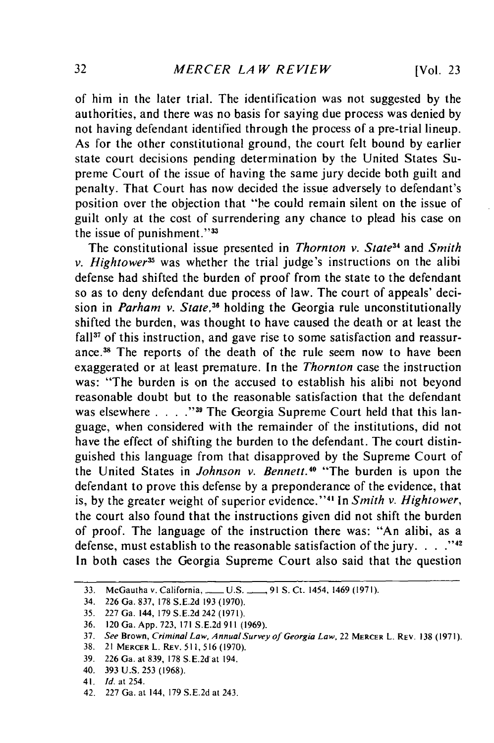of him in the later trial. The identification was not suggested by the authorities, and there was no basis for saying due process was denied by not having defendant identified through the process of a pre-trial lineup. As for the other constitutional ground, the court felt bound by earlier state court decisions pending determination by the United States Supreme Court of the issue of having the same jury decide both guilt and penalty. That Court has now decided the issue adversely to defendant's position over the objection that "he could remain silent on the issue of guilt only at the cost of surrendering any chance to plead his case on the issue of punishment."[33]

The constitutional issue presented in *Thornton v. State*[34] and *Smith v. Hightower*[35] was whether the trial judge's instructions on the alibi defense had shifted the burden of proof from the state to the defendant so as to deny defendant due process of law. The court of appeals' decision in *Parham v. State*,[36] holding the Georgia rule unconstitutionally shifted the burden, was thought to have caused the death or at least the fall[37] of this instruction, and gave rise to some satisfaction and reassurance.[38] The reports of the death of the rule seem now to have been exaggerated or at least premature. In the *Thornton* case the instruction was: "The burden is on the accused to establish his alibi not beyond reasonable doubt but to the reasonable satisfaction that the defendant was elsewhere . . . ."[39] The Georgia Supreme Court held that this language, when considered with the remainder of the institutions, did not have the effect of shifting the burden to the defendant. The court distinguished this language from that disapproved by the Supreme Court of the United States in *Johnson v. Bennett*.[40] "The burden is upon the defendant to prove this defense by a preponderance of the evidence, that is, by the greater weight of superior evidence."[41] In *Smith v. Hightower*, the court also found that the instructions given did not shift the burden of proof. The language of the instruction there was: "An alibi, as a defense, must establish to the reasonable satisfaction of the jury. . . ."[42] In both cases the Georgia Supreme Court also said that the question

---

33. McGautha v. California, ___ U.S. ___, 91 S. Ct. 1454, 1469 (1971).
34. 226 Ga. 837, 178 S.E.2d 193 (1970).
35. 227 Ga. 144, 179 S.E.2d 242 (1971).
36. 120 Ga. App. 723, 171 S.E.2d 911 (1969).
37. *See* Brown, *Criminal Law, Annual Survey of Georgia Law*, 22 MERCER L. REV. 138 (1971).
38. 21 MERCER L. REV. 511, 516 (1970).
39. 226 Ga. at 839, 178 S.E.2d at 194.
40. 393 U.S. 253 (1968).
41. *Id.* at 254.
42. 227 Ga. at 144, 179 S.E.2d at 243.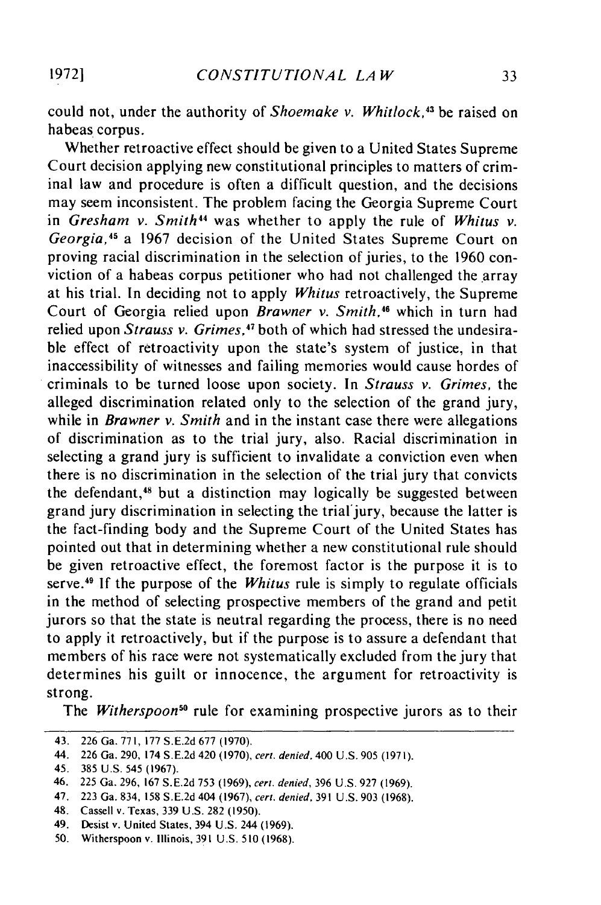could not, under the authority of *Shoemake v. Whitlock*,[43] be raised on habeas corpus.

Whether retroactive effect should be given to a United States Supreme Court decision applying new constitutional principles to matters of criminal law and procedure is often a difficult question, and the decisions may seem inconsistent. The problem facing the Georgia Supreme Court in *Gresham v. Smith*[44] was whether to apply the rule of *Whitus v. Georgia*,[45] a 1967 decision of the United States Supreme Court on proving racial discrimination in the selection of juries, to the 1960 conviction of a habeas corpus petitioner who had not challenged the array at his trial. In deciding not to apply *Whitus* retroactively, the Supreme Court of Georgia relied upon *Brawner v. Smith*,[46] which in turn had relied upon *Strauss v. Grimes*,[47] both of which had stressed the undesirable effect of retroactivity upon the state's system of justice, in that inaccessibility of witnesses and failing memories would cause hordes of criminals to be turned loose upon society. In *Strauss v. Grimes*, the alleged discrimination related only to the selection of the grand jury, while in *Brawner v. Smith* and in the instant case there were allegations of discrimination as to the trial jury, also. Racial discrimination in selecting a grand jury is sufficient to invalidate a conviction even when there is no discrimination in the selection of the trial jury that convicts the defendant,[48] but a distinction may logically be suggested between grand jury discrimination in selecting the trial jury, because the latter is the fact-finding body and the Supreme Court of the United States has pointed out that in determining whether a new constitutional rule should be given retroactive effect, the foremost factor is the purpose it is to serve.[49] If the purpose of the *Whitus* rule is simply to regulate officials in the method of selecting prospective members of the grand and petit jurors so that the state is neutral regarding the process, there is no need to apply it retroactively, but if the purpose is to assure a defendant that members of his race were not systematically excluded from the jury that determines his guilt or innocence, the argument for retroactivity is strong.

The *Witherspoon*[50] rule for examining prospective jurors as to their

---

43. 226 Ga. 771, 177 S.E.2d 677 (1970).
44. 226 Ga. 290, 174 S.E.2d 420 (1970), *cert. denied*, 400 U.S. 905 (1971).
45. 385 U.S. 545 (1967).
46. 225 Ga. 296, 167 S.E.2d 753 (1969), *cert. denied*, 396 U.S. 927 (1969).
47. 223 Ga. 834, 158 S.E.2d 404 (1967), *cert. denied*, 391 U.S. 903 (1968).
48. Cassell v. Texas, 339 U.S. 282 (1950).
49. Desist v. United States, 394 U.S. 244 (1969).
50. Witherspoon v. Illinois, 391 U.S. 510 (1968).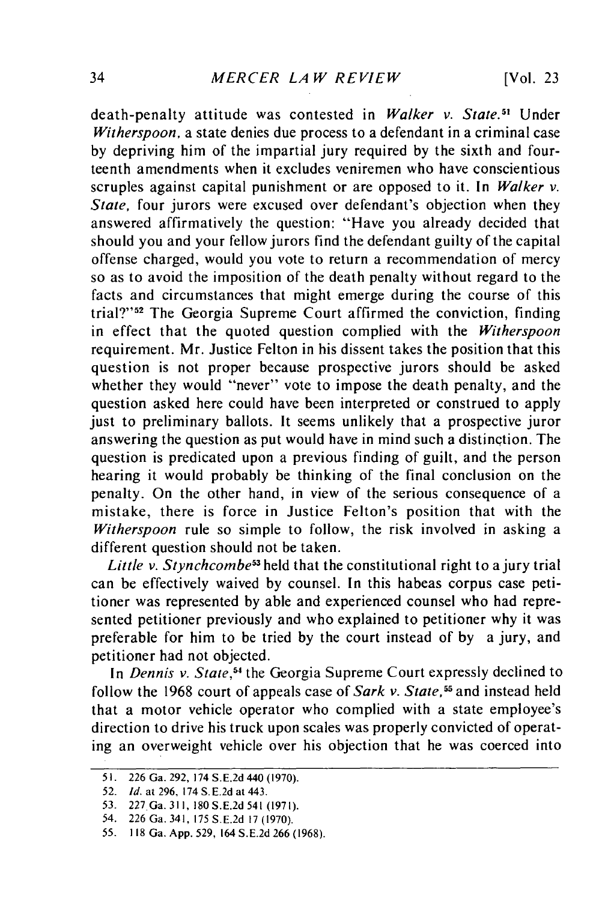death-penalty attitude was contested in *Walker v. State*.[51] Under *Witherspoon*, a state denies due process to a defendant in a criminal case by depriving him of the impartial jury required by the sixth and fourteenth amendments when it excludes veniremen who have conscientious scruples against capital punishment or are opposed to it. In *Walker v. State*, four jurors were excused over defendant's objection when they answered affirmatively the question: "Have you already decided that should you and your fellow jurors find the defendant guilty of the capital offense charged, would you vote to return a recommendation of mercy so as to avoid the imposition of the death penalty without regard to the facts and circumstances that might emerge during the course of this trial?"[52] The Georgia Supreme Court affirmed the conviction, finding in effect that the quoted question complied with the *Witherspoon* requirement. Mr. Justice Felton in his dissent takes the position that this question is not proper because prospective jurors should be asked whether they would "never" vote to impose the death penalty, and the question asked here could have been interpreted or construed to apply just to preliminary ballots. It seems unlikely that a prospective juror answering the question as put would have in mind such a distinction. The question is predicated upon a previous finding of guilt, and the person hearing it would probably be thinking of the final conclusion on the penalty. On the other hand, in view of the serious consequence of a mistake, there is force in Justice Felton's position that with the *Witherspoon* rule so simple to follow, the risk involved in asking a different question should not be taken.

*Little v. Stynchcombe*[53] held that the constitutional right to a jury trial can be effectively waived by counsel. In this habeas corpus case petitioner was represented by able and experienced counsel who had represented petitioner previously and who explained to petitioner why it was preferable for him to be tried by the court instead of by a jury, and petitioner had not objected.

In *Dennis v. State*,[54] the Georgia Supreme Court expressly declined to follow the 1968 court of appeals case of *Sark v. State*,[55] and instead held that a motor vehicle operator who complied with a state employee's direction to drive his truck upon scales was properly convicted of operating an overweight vehicle over his objection that he was coerced into

---

51. 226 Ga. 292, 174 S.E.2d 440 (1970).
52. *Id.* at 296, 174 S.E.2d at 443.
53. 227 Ga. 311, 180 S.E.2d 541 (1971).
54. 226 Ga. 341, 175 S.E.2d 17 (1970).
55. 118 Ga. App. 529, 164 S.E.2d 266 (1968).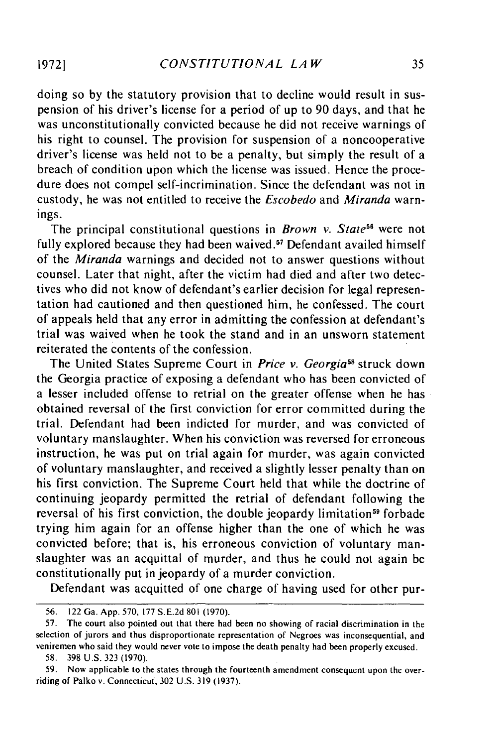doing so by the statutory provision that to decline would result in suspension of his driver's license for a period of up to 90 days, and that he was unconstitutionally convicted because he did not receive warnings of his right to counsel. The provision for suspension of a noncooperative driver's license was held not to be a penalty, but simply the result of a breach of condition upon which the license was issued. Hence the procedure does not compel self-incrimination. Since the defendant was not in custody, he was not entitled to receive the *Escobedo* and *Miranda* warnings.

The principal constitutional questions in *Brown v. State*[56] were not fully explored because they had been waived.[57] Defendant availed himself of the *Miranda* warnings and decided not to answer questions without counsel. Later that night, after the victim had died and after two detectives who did not know of defendant's earlier decision for legal representation had cautioned and then questioned him, he confessed. The court of appeals held that any error in admitting the confession at defendant's trial was waived when he took the stand and in an unsworn statement reiterated the contents of the confession.

The United States Supreme Court in *Price v. Georgia*[58] struck down the Georgia practice of exposing a defendant who has been convicted of a lesser included offense to retrial on the greater offense when he has obtained reversal of the first conviction for error committed during the trial. Defendant had been indicted for murder, and was convicted of voluntary manslaughter. When his conviction was reversed for erroneous instruction, he was put on trial again for murder, was again convicted of voluntary manslaughter, and received a slightly lesser penalty than on his first conviction. The Supreme Court held that while the doctrine of continuing jeopardy permitted the retrial of defendant following the reversal of his first conviction, the double jeopardy limitation[59] forbade trying him again for an offense higher than the one of which he was convicted before; that is, his erroneous conviction of voluntary manslaughter was an acquittal of murder, and thus he could not again be constitutionally put in jeopardy of a murder conviction.

Defendant was acquitted of one charge of having used for other pur-

---

56. 122 Ga. App. 570, 177 S.E.2d 801 (1970).

57. The court also pointed out that there had been no showing of racial discrimination in the selection of jurors and thus disproportionate representation of Negroes was inconsequential, and veniremen who said they would never vote to impose the death penalty had been properly excused.

58. 398 U.S. 323 (1970).

59. Now applicable to the states through the fourteenth amendment consequent upon the overriding of Palko v. Connecticut, 302 U.S. 319 (1937).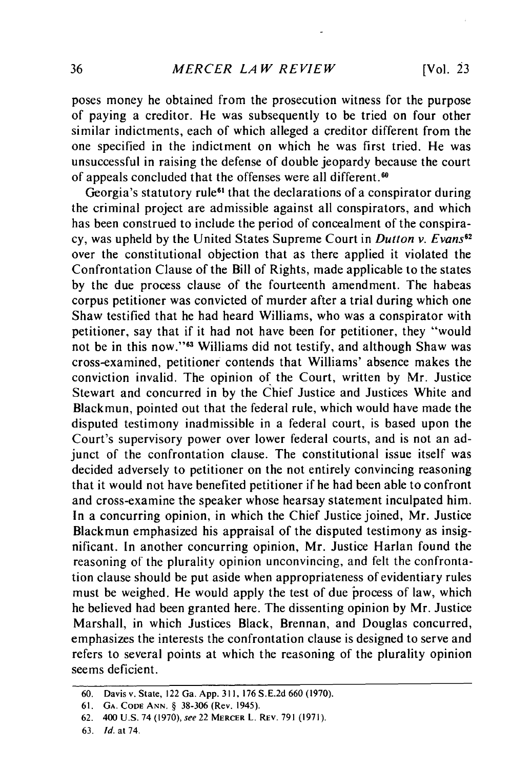poses money he obtained from the prosecution witness for the purpose of paying a creditor. He was subsequently to be tried on four other similar indictments, each of which alleged a creditor different from the one specified in the indictment on which he was first tried. He was unsuccessful in raising the defense of double jeopardy because the court of appeals concluded that the offenses were all different.[60]

Georgia's statutory rule[61] that the declarations of a conspirator during the criminal project are admissible against all conspirators, and which has been construed to include the period of concealment of the conspiracy, was upheld by the United States Supreme Court in *Dutton v. Evans*[62] over the constitutional objection that as there applied it violated the Confrontation Clause of the Bill of Rights, made applicable to the states by the due process clause of the fourteenth amendment. The habeas corpus petitioner was convicted of murder after a trial during which one Shaw testified that he had heard Williams, who was a conspirator with petitioner, say that if it had not have been for petitioner, they "would not be in this now."[63] Williams did not testify, and although Shaw was cross-examined, petitioner contends that Williams' absence makes the conviction invalid. The opinion of the Court, written by Mr. Justice Stewart and concurred in by the Chief Justice and Justices White and Blackmun, pointed out that the federal rule, which would have made the disputed testimony inadmissible in a federal court, is based upon the Court's supervisory power over lower federal courts, and is not an adjunct of the confrontation clause. The constitutional issue itself was decided adversely to petitioner on the not entirely convincing reasoning that it would not have benefited petitioner if he had been able to confront and cross-examine the speaker whose hearsay statement inculpated him. In a concurring opinion, in which the Chief Justice joined, Mr. Justice Blackmun emphasized his appraisal of the disputed testimony as insignificant. In another concurring opinion, Mr. Justice Harlan found the reasoning of the plurality opinion unconvincing, and felt the confrontation clause should be put aside when appropriateness of evidentiary rules must be weighed. He would apply the test of due process of law, which he believed had been granted here. The dissenting opinion by Mr. Justice Marshall, in which Justices Black, Brennan, and Douglas concurred, emphasizes the interests the confrontation clause is designed to serve and refers to several points at which the reasoning of the plurality opinion seems deficient.

---

60. Davis v. State, 122 Ga. App. 311, 176 S.E.2d 660 (1970).

61. GA. CODE ANN. § 38-306 (Rev. 1945).

62. 400 U.S. 74 (1970), *see* 22 MERCER L. REV. 791 (1971).

63. *Id.* at 74.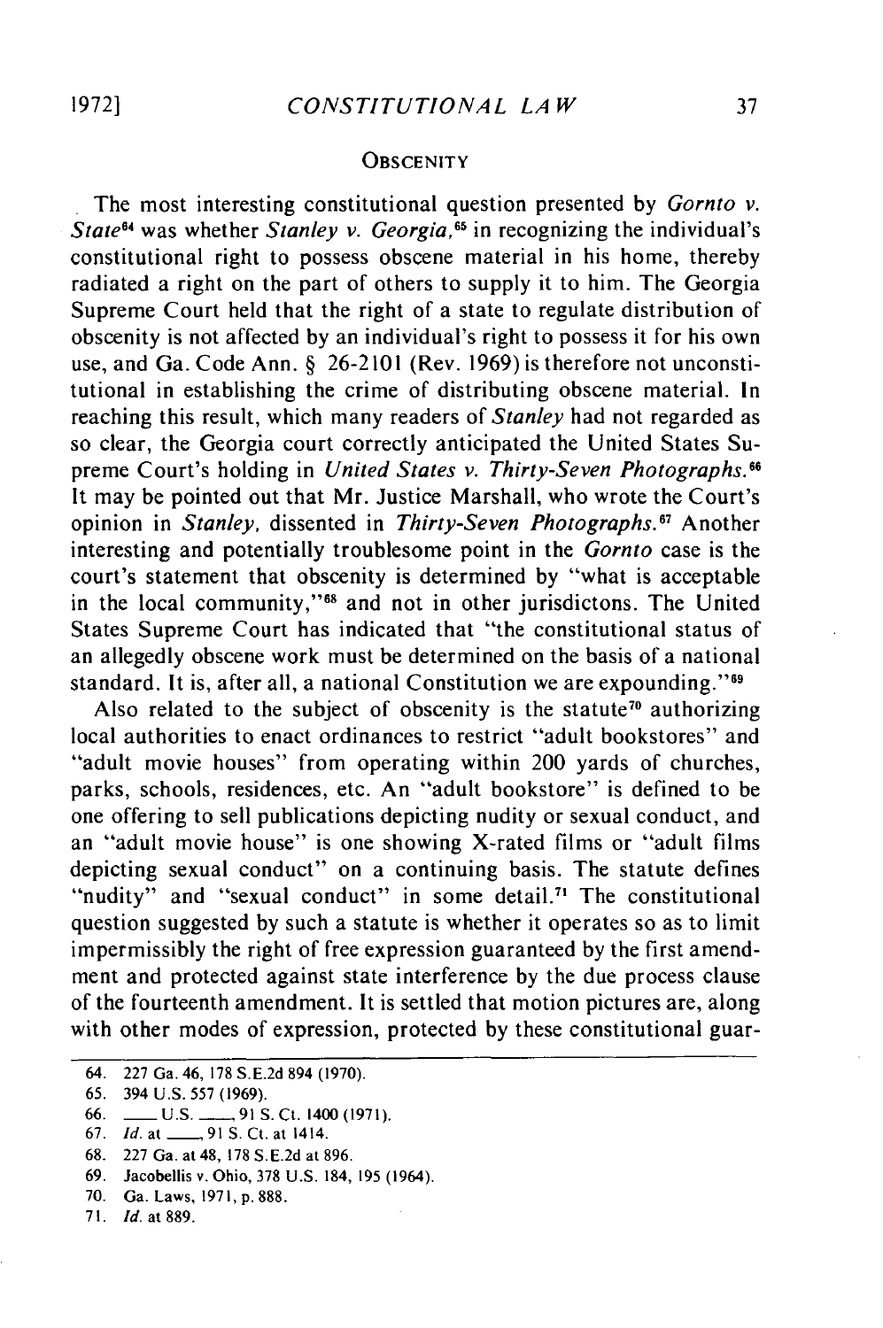## OBSCENITY

The most interesting constitutional question presented by *Gornto v. State*[64] was whether *Stanley v. Georgia*,[65] in recognizing the individual's constitutional right to possess obscene material in his home, thereby radiated a right on the part of others to supply it to him. The Georgia Supreme Court held that the right of a state to regulate distribution of obscenity is not affected by an individual's right to possess it for his own use, and Ga. Code Ann. § 26-2101 (Rev. 1969) is therefore not unconstitutional in establishing the crime of distributing obscene material. In reaching this result, which many readers of *Stanley* had not regarded as so clear, the Georgia court correctly anticipated the United States Supreme Court's holding in *United States v. Thirty-Seven Photographs*.[66] It may be pointed out that Mr. Justice Marshall, who wrote the Court's opinion in *Stanley*, dissented in *Thirty-Seven Photographs*.[67] Another interesting and potentially troublesome point in the *Gornto* case is the court's statement that obscenity is determined by "what is acceptable in the local community,"[68] and not in other jurisdictons. The United States Supreme Court has indicated that "the constitutional status of an allegedly obscene work must be determined on the basis of a national standard. It is, after all, a national Constitution we are expounding."[69]

Also related to the subject of obscenity is the statute[70] authorizing local authorities to enact ordinances to restrict "adult bookstores" and "adult movie houses" from operating within 200 yards of churches, parks, schools, residences, etc. An "adult bookstore" is defined to be one offering to sell publications depicting nudity or sexual conduct, and an "adult movie house" is one showing X-rated films or "adult films depicting sexual conduct" on a continuing basis. The statute defines "nudity" and "sexual conduct" in some detail.[71] The constitutional question suggested by such a statute is whether it operates so as to limit impermissibly the right of free expression guaranteed by the first amendment and protected against state interference by the due process clause of the fourteenth amendment. It is settled that motion pictures are, along with other modes of expression, protected by these constitutional guar-

---

64. 227 Ga. 46, 178 S.E.2d 894 (1970).

65. 394 U.S. 557 (1969).

66. \_\_\_ U.S. \_\_\_, 91 S. Ct. 1400 (1971).

67. *Id.* at \_\_\_, 91 S. Ct. at 1414.

68. 227 Ga. at 48, 178 S.E.2d at 896.

69. Jacobellis v. Ohio, 378 U.S. 184, 195 (1964).

70. Ga. Laws, 1971, p. 888.

71. *Id.* at 889.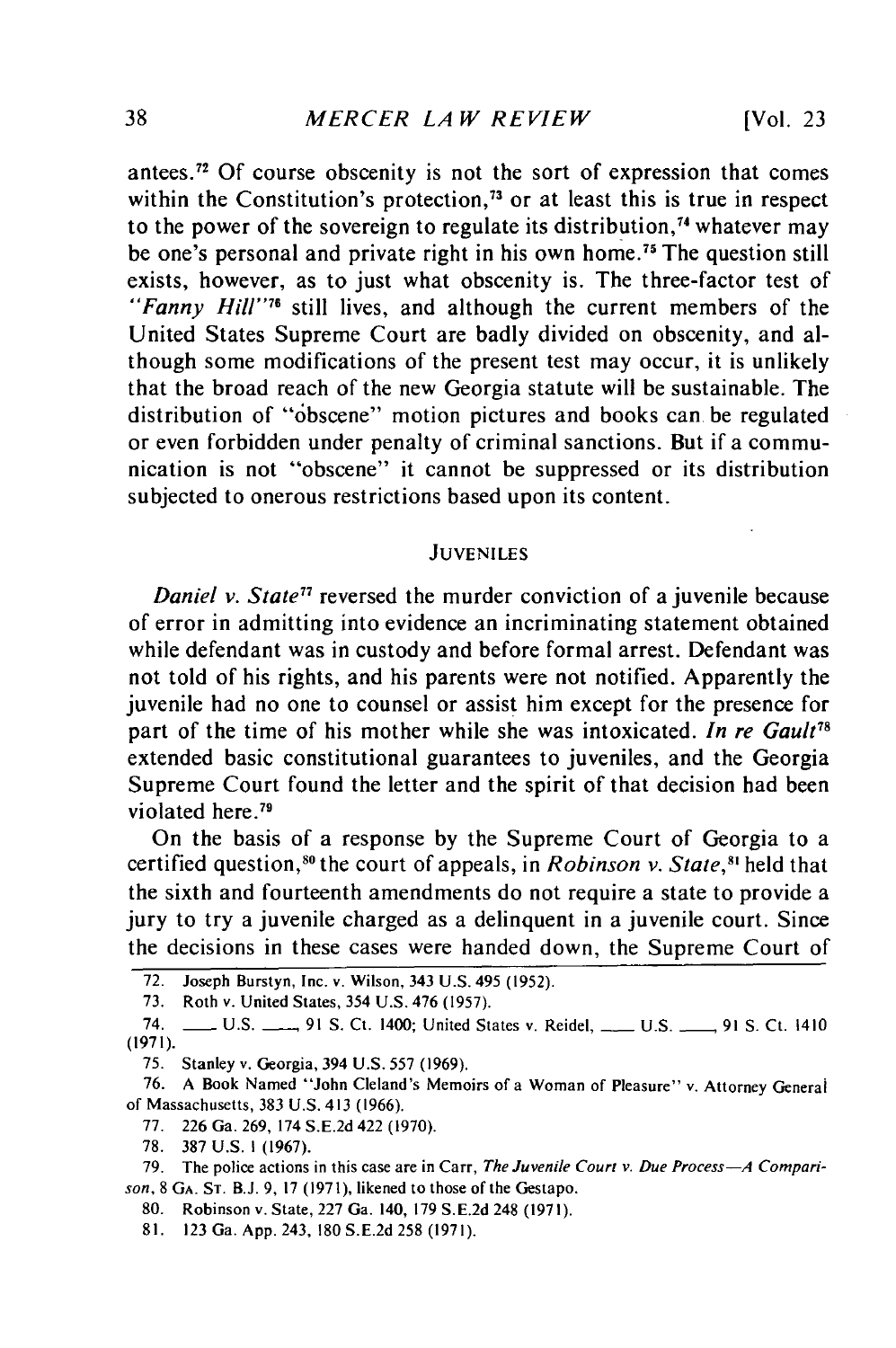antees.[72] Of course obscenity is not the sort of expression that comes within the Constitution's protection,[73] or at least this is true in respect to the power of the sovereign to regulate its distribution,[74] whatever may be one's personal and private right in his own home.[75] The question still exists, however, as to just what obscenity is. The three-factor test of *"Fanny Hill"*[76] still lives, and although the current members of the United States Supreme Court are badly divided on obscenity, and although some modifications of the present test may occur, it is unlikely that the broad reach of the new Georgia statute will be sustainable. The distribution of "obscene" motion pictures and books can be regulated or even forbidden under penalty of criminal sanctions. But if a communication is not "obscene" it cannot be suppressed or its distribution subjected to onerous restrictions based upon its content.

## JUVENILES

*Daniel v. State*[77] reversed the murder conviction of a juvenile because of error in admitting into evidence an incriminating statement obtained while defendant was in custody and before formal arrest. Defendant was not told of his rights, and his parents were not notified. Apparently the juvenile had no one to counsel or assist him except for the presence for part of the time of his mother while she was intoxicated. *In re Gault*[78] extended basic constitutional guarantees to juveniles, and the Georgia Supreme Court found the letter and the spirit of that decision had been violated here.[79]

On the basis of a response by the Supreme Court of Georgia to a certified question,[80] the court of appeals, in *Robinson v. State*,[81] held that the sixth and fourteenth amendments do not require a state to provide a jury to try a juvenile charged as a delinquent in a juvenile court. Since the decisions in these cases were handed down, the Supreme Court of

---

72. Joseph Burstyn, Inc. v. Wilson, 343 U.S. 495 (1952).

73. Roth v. United States, 354 U.S. 476 (1957).

74. \_\_\_ U.S. \_\_\_, 91 S. Ct. 1400; United States v. Reidel, \_\_\_ U.S. \_\_\_, 91 S. Ct. 1410 (1971).

75. Stanley v. Georgia, 394 U.S. 557 (1969).

76. A Book Named "John Cleland's Memoirs of a Woman of Pleasure" v. Attorney General of Massachusetts, 383 U.S. 413 (1966).

77. 226 Ga. 269, 174 S.E.2d 422 (1970).

78. 387 U.S. 1 (1967).

79. The police actions in this case are in Carr, *The Juvenile Court v. Due Process—A Comparison*, 8 Ga. St. B.J. 9, 17 (1971), likened to those of the Gestapo.

80. Robinson v. State, 227 Ga. 140, 179 S.E.2d 248 (1971).

81. 123 Ga. App. 243, 180 S.E.2d 258 (1971).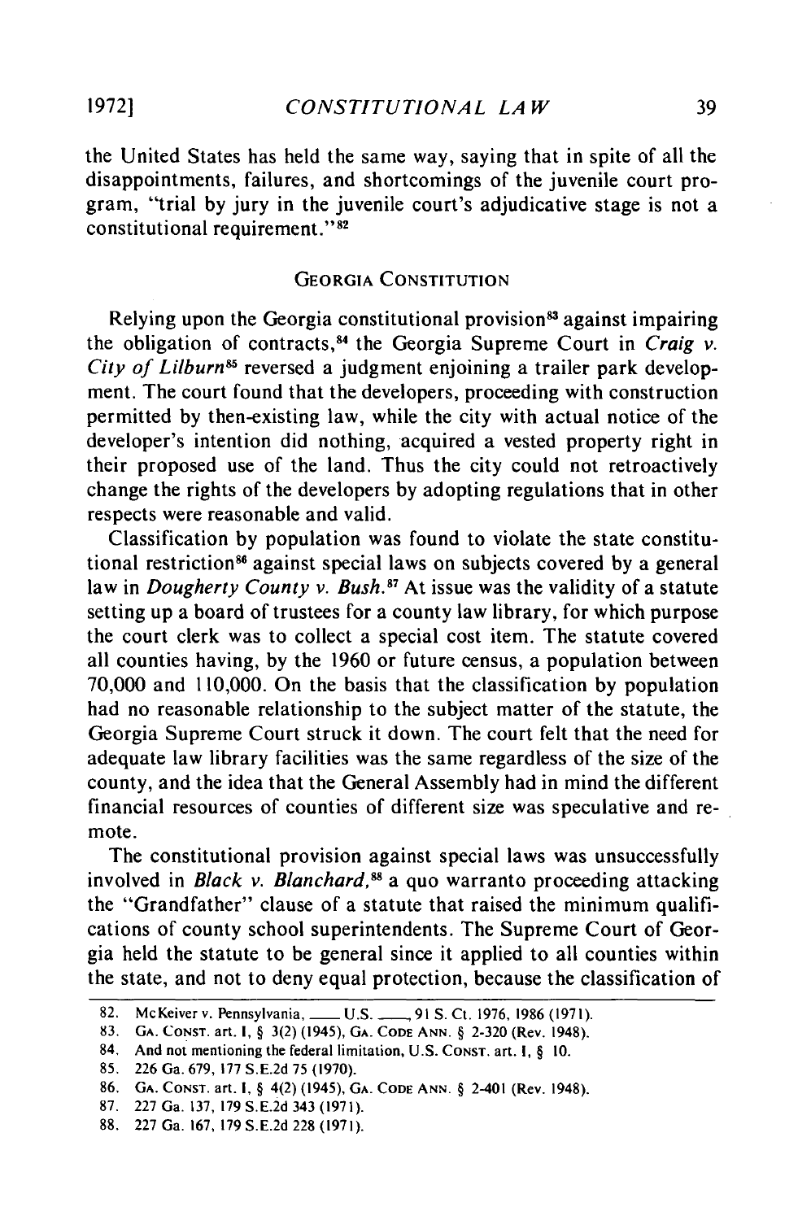the United States has held the same way, saying that in spite of all the disappointments, failures, and shortcomings of the juvenile court program, "trial by jury in the juvenile court's adjudicative stage is not a constitutional requirement."[82]

## GEORGIA CONSTITUTION

Relying upon the Georgia constitutional provision[83] against impairing the obligation of contracts,[84] the Georgia Supreme Court in *Craig v. City of Lilburn*[85] reversed a judgment enjoining a trailer park development. The court found that the developers, proceeding with construction permitted by then-existing law, while the city with actual notice of the developer's intention did nothing, acquired a vested property right in their proposed use of the land. Thus the city could not retroactively change the rights of the developers by adopting regulations that in other respects were reasonable and valid.

Classification by population was found to violate the state constitutional restriction[86] against special laws on subjects covered by a general law in *Dougherty County v. Bush.*[87] At issue was the validity of a statute setting up a board of trustees for a county law library, for which purpose the court clerk was to collect a special cost item. The statute covered all counties having, by the 1960 or future census, a population between 70,000 and 110,000. On the basis that the classification by population had no reasonable relationship to the subject matter of the statute, the Georgia Supreme Court struck it down. The court felt that the need for adequate law library facilities was the same regardless of the size of the county, and the idea that the General Assembly had in mind the different financial resources of counties of different size was speculative and remote.

The constitutional provision against special laws was unsuccessfully involved in *Black v. Blanchard,*[88] a quo warranto proceeding attacking the "Grandfather" clause of a statute that raised the minimum qualifications of county school superintendents. The Supreme Court of Georgia held the statute to be general since it applied to all counties within the state, and not to deny equal protection, because the classification of

---

82. McKeiver v. Pennsylvania, \_\_\_\_ U.S. \_\_\_\_, 91 S. Ct. 1976, 1986 (1971).

83. GA. CONST. art. I, § 3(2) (1945), GA. CODE ANN. § 2-320 (Rev. 1948).

84. And not mentioning the federal limitation, U.S. CONST. art. I, § 10.

85. 226 Ga. 679, 177 S.E.2d 75 (1970).

86. GA. CONST. art. I, § 4(2) (1945), GA. CODE ANN. § 2-401 (Rev. 1948).

87. 227 Ga. 137, 179 S.E.2d 343 (1971).

88. 227 Ga. 167, 179 S.E.2d 228 (1971).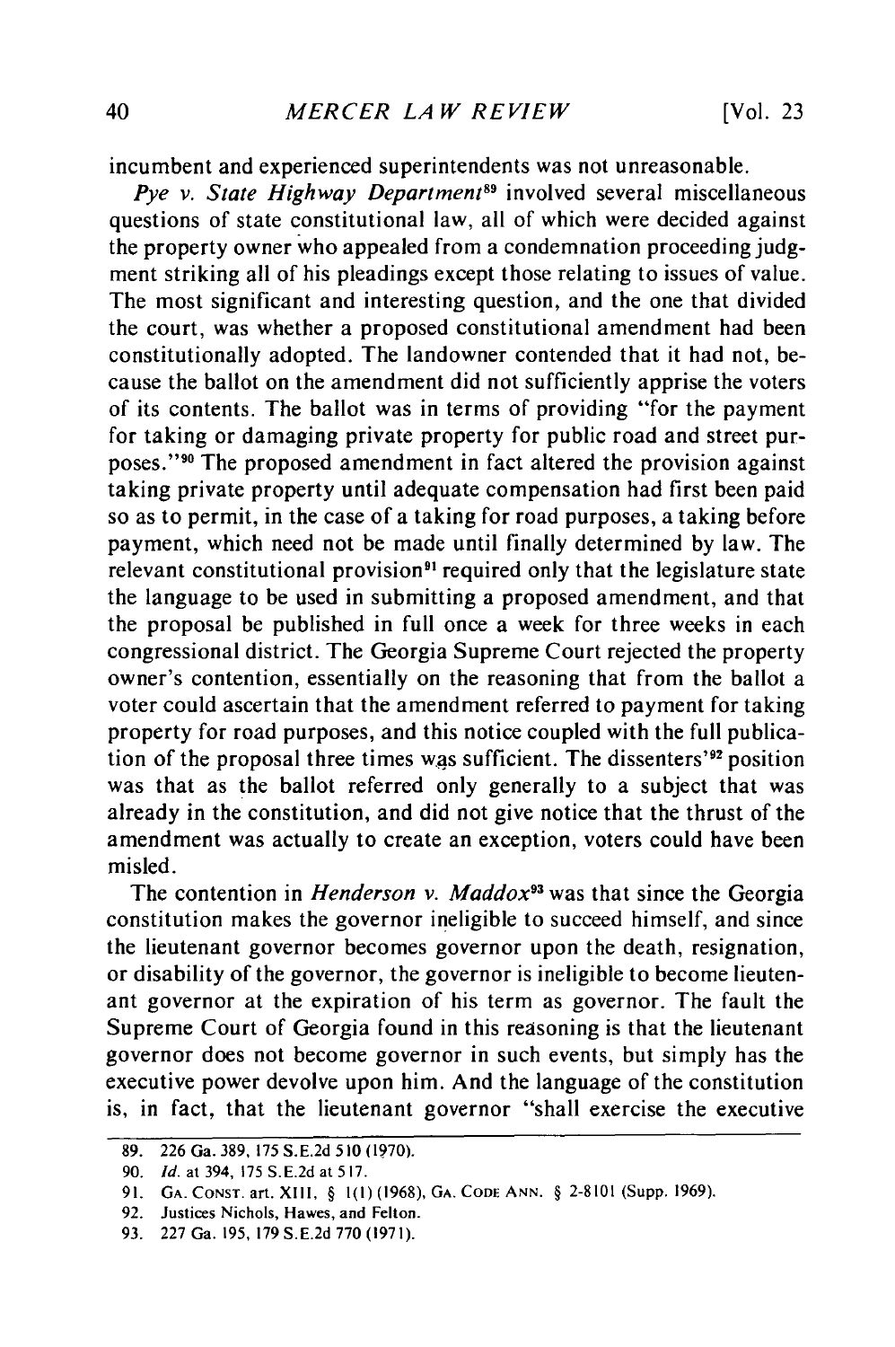incumbent and experienced superintendents was not unreasonable.

*Pye v. State Highway Department*[89] involved several miscellaneous questions of state constitutional law, all of which were decided against the property owner who appealed from a condemnation proceeding judgment striking all of his pleadings except those relating to issues of value. The most significant and interesting question, and the one that divided the court, was whether a proposed constitutional amendment had been constitutionally adopted. The landowner contended that it had not, because the ballot on the amendment did not sufficiently apprise the voters of its contents. The ballot was in terms of providing "for the payment for taking or damaging private property for public road and street purposes."[90] The proposed amendment in fact altered the provision against taking private property until adequate compensation had first been paid so as to permit, in the case of a taking for road purposes, a taking before payment, which need not be made until finally determined by law. The relevant constitutional provision[91] required only that the legislature state the language to be used in submitting a proposed amendment, and that the proposal be published in full once a week for three weeks in each congressional district. The Georgia Supreme Court rejected the property owner's contention, essentially on the reasoning that from the ballot a voter could ascertain that the amendment referred to payment for taking property for road purposes, and this notice coupled with the full publication of the proposal three times was sufficient. The dissenters'[92] position was that as the ballot referred only generally to a subject that was already in the constitution, and did not give notice that the thrust of the amendment was actually to create an exception, voters could have been misled.

The contention in *Henderson v. Maddox*[93] was that since the Georgia constitution makes the governor ineligible to succeed himself, and since the lieutenant governor becomes governor upon the death, resignation, or disability of the governor, the governor is ineligible to become lieutenant governor at the expiration of his term as governor. The fault the Supreme Court of Georgia found in this reasoning is that the lieutenant governor does not become governor in such events, but simply has the executive power devolve upon him. And the language of the constitution is, in fact, that the lieutenant governor "shall exercise the executive

---

89. 226 Ga. 389, 175 S.E.2d 510 (1970).

90. *Id.* at 394, 175 S.E.2d at 517.

91. GA. CONST. art. XIII, § 1(1) (1968), GA. CODE ANN. § 2-8101 (Supp. 1969).

92. Justices Nichols, Hawes, and Felton.

93. 227 Ga. 195, 179 S.E.2d 770 (1971).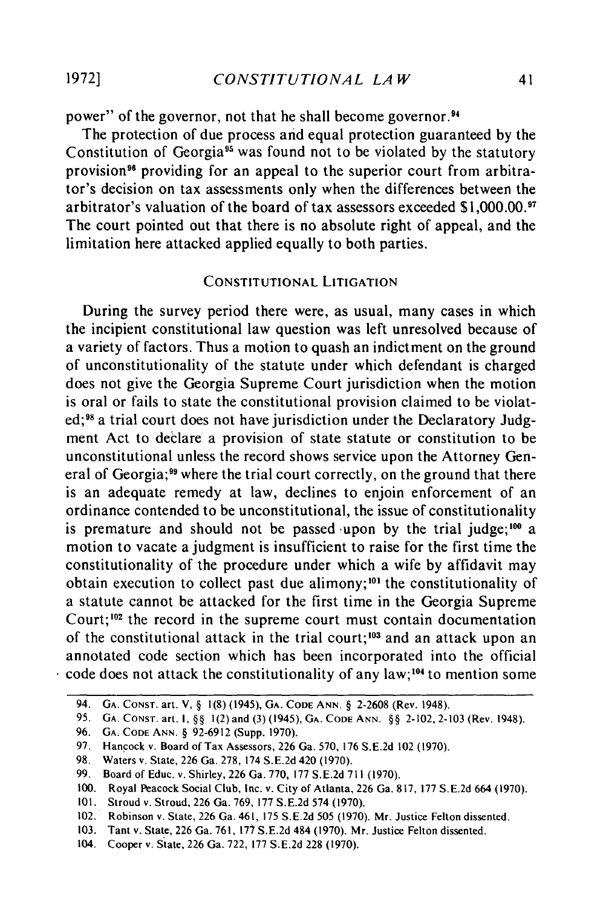power" of the governor, not that he shall become governor.[94]

The protection of due process and equal protection guaranteed by the Constitution of Georgia[95] was found not to be violated by the statutory provision[96] providing for an appeal to the superior court from arbitrator's decision on tax assessments only when the differences between the arbitrator's valuation of the board of tax assessors exceeded $1,000.00.[97] The court pointed out that there is no absolute right of appeal, and the limitation here attacked applied equally to both parties.

## CONSTITUTIONAL LITIGATION

During the survey period there were, as usual, many cases in which the incipient constitutional law question was left unresolved because of a variety of factors. Thus a motion to quash an indictment on the ground of unconstitutionality of the statute under which defendant is charged does not give the Georgia Supreme Court jurisdiction when the motion is oral or fails to state the constitutional provision claimed to be violated;[98] a trial court does not have jurisdiction under the Declaratory Judgment Act to declare a provision of state statute or constitution to be unconstitutional unless the record shows service upon the Attorney General of Georgia;[99] where the trial court correctly, on the ground that there is an adequate remedy at law, declines to enjoin enforcement of an ordinance contended to be unconstitutional, the issue of constitutionality is premature and should not be passed upon by the trial judge;[100] a motion to vacate a judgment is insufficient to raise for the first time the constitutionality of the procedure under which a wife by affidavit may obtain execution to collect past due alimony;[101] the constitutionality of a statute cannot be attacked for the first time in the Georgia Supreme Court;[102] the record in the supreme court must contain documentation of the constitutional attack in the trial court;[103] and an attack upon an annotated code section which has been incorporated into the official code does not attack the constitutionality of any law;[104] to mention some

94. GA. CONST. art. V, § 1(8) (1945), GA. CODE ANN. § 2-2608 (Rev. 1948).

95. GA. CONST. art. I, §§ 1(2) and (3) (1945), GA. CODE ANN. §§ 2-102, 2-103 (Rev. 1948).

96. GA. CODE ANN. § 92-6912 (Supp. 1970).

97. Hancock v. Board of Tax Assessors, 226 Ga. 570, 176 S.E.2d 102 (1970).

98. Waters v. State, 226 Ga. 278, 174 S.E.2d 420 (1970).

99. Board of Educ. v. Shirley, 226 Ga. 770, 177 S.E.2d 711 (1970).

100. Royal Peacock Social Club, Inc. v. City of Atlanta, 226 Ga. 817, 177 S.E.2d 664 (1970).

101. Stroud v. Stroud, 226 Ga. 769, 177 S.E.2d 574 (1970).

102. Robinson v. State, 226 Ga. 461, 175 S.E.2d 505 (1970). Mr. Justice Felton dissented.

103. Tant v. State, 226 Ga. 761, 177 S.E.2d 484 (1970). Mr. Justice Felton dissented.

104. Cooper v. State, 226 Ga. 722, 177 S.E.2d 228 (1970).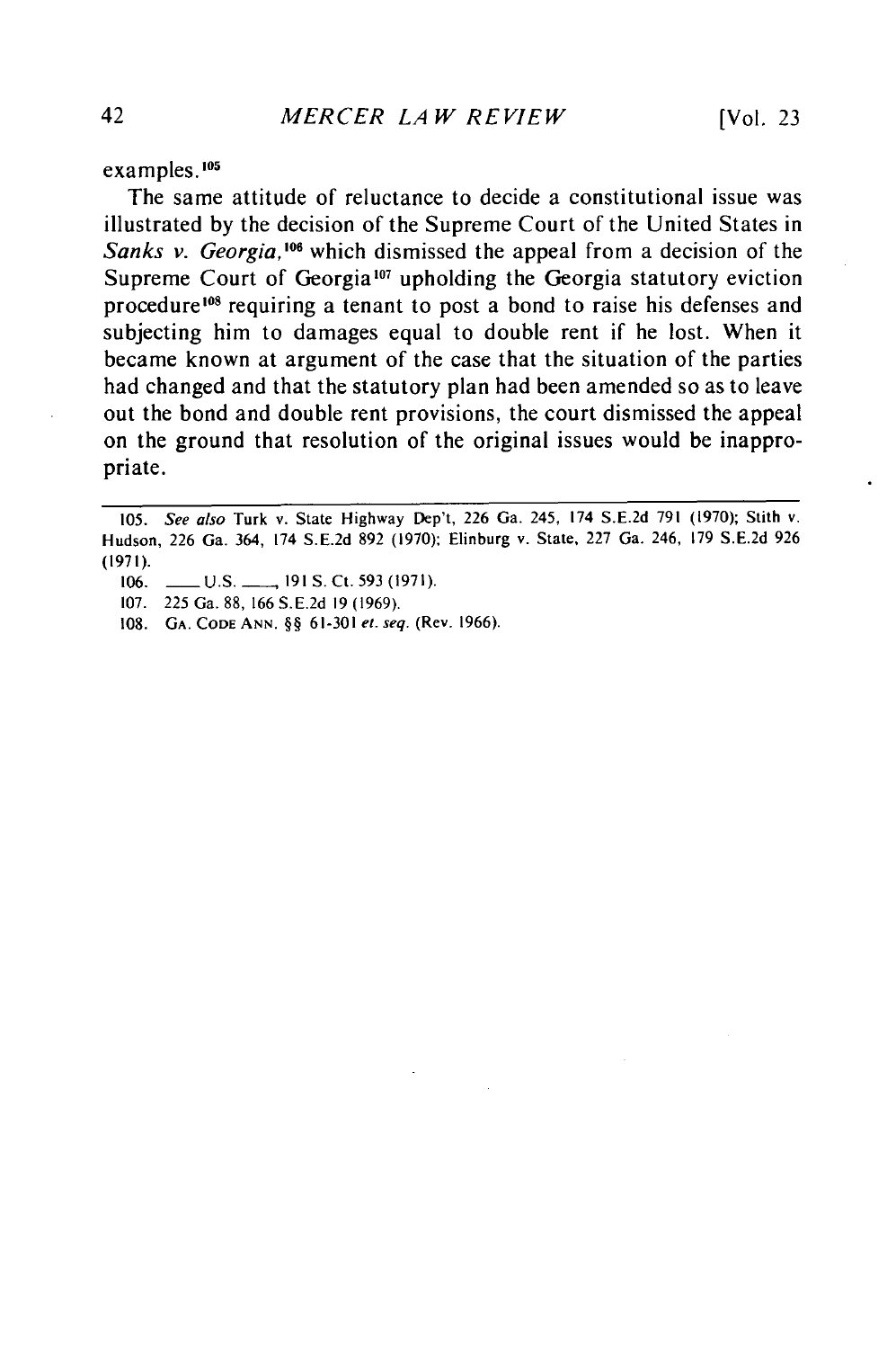examples.[105]

The same attitude of reluctance to decide a constitutional issue was illustrated by the decision of the Supreme Court of the United States in *Sanks v. Georgia*,[106] which dismissed the appeal from a decision of the Supreme Court of Georgia[107] upholding the Georgia statutory eviction procedure[108] requiring a tenant to post a bond to raise his defenses and subjecting him to damages equal to double rent if he lost. When it became known at argument of the case that the situation of the parties had changed and that the statutory plan had been amended so as to leave out the bond and double rent provisions, the court dismissed the appeal on the ground that resolution of the original issues would be inappropriate.

---

105. *See also* Turk v. State Highway Dep't, 226 Ga. 245, 174 S.E.2d 791 (1970); Stith v. Hudson, 226 Ga. 364, 174 S.E.2d 892 (1970); Elinburg v. State, 227 Ga. 246, 179 S.E.2d 926 (1971).

106. ___ U.S. ___, 191 S. Ct. 593 (1971).

107. 225 Ga. 88, 166 S.E.2d 19 (1969).

108. GA. CODE ANN. §§ 61-301 *et. seq.* (Rev. 1966).